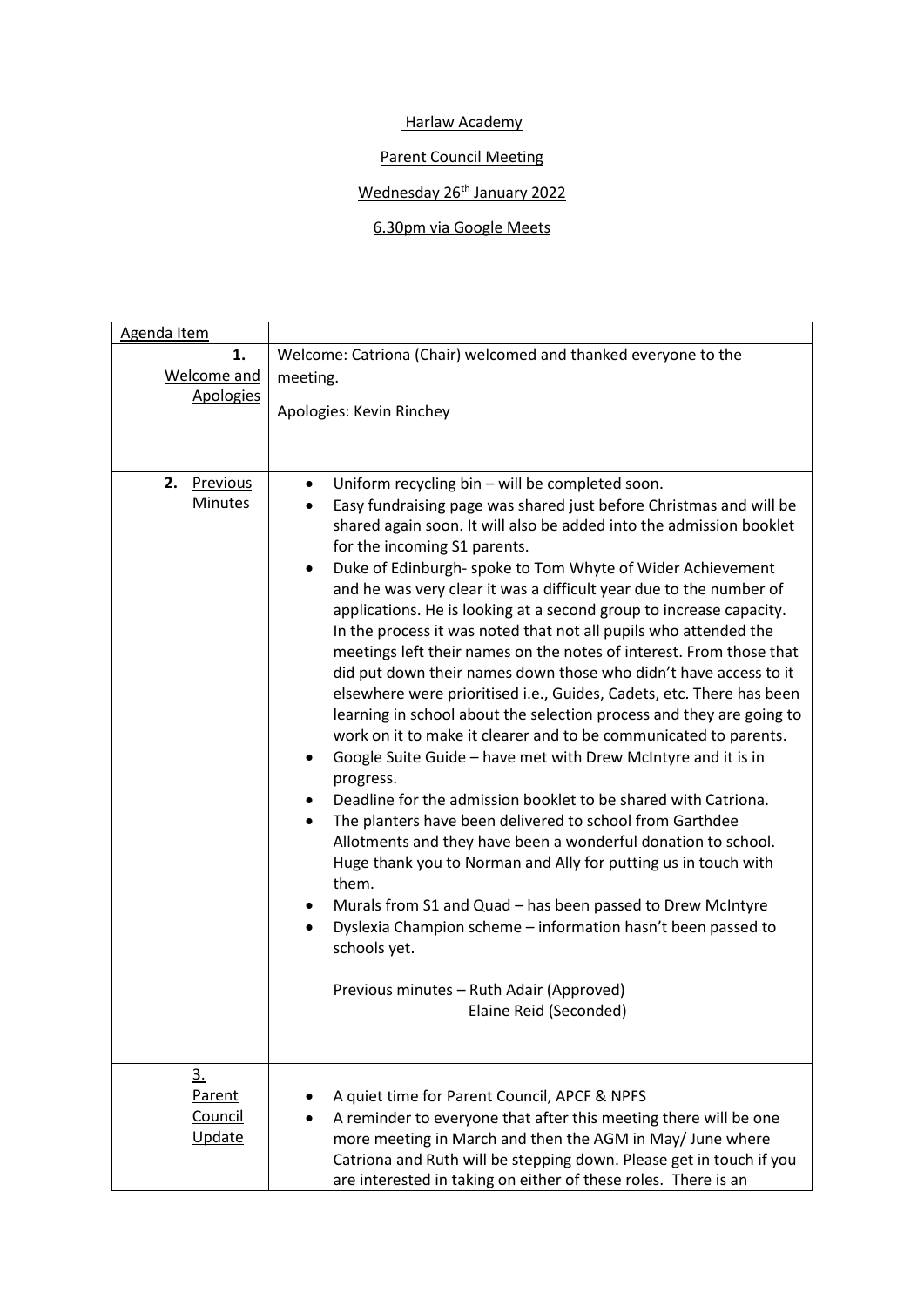Harlaw Academy

Parent Council Meeting

Wednesday 26th January 2022

6.30pm via Google Meets

| Agenda Item | |
|---|---|
| 1. Welcome and Apologies | Welcome: Catriona (Chair) welcomed and thanked everyone to the meeting.<br><br>Apologies: Kevin Rinchey |
| 2. Previous Minutes | • Uniform recycling bin – will be completed soon.<br>• Easy fundraising page was shared just before Christmas and will be shared again soon. It will also be added into the admission booklet for the incoming S1 parents.<br>• Duke of Edinburgh- spoke to Tom Whyte of Wider Achievement and he was very clear it was a difficult year due to the number of applications. He is looking at a second group to increase capacity. In the process it was noted that not all pupils who attended the meetings left their names on the notes of interest. From those that did put down their names down those who didn't have access to it elsewhere were prioritised i.e., Guides, Cadets, etc. There has been learning in school about the selection process and they are going to work on it to make it clearer and to be communicated to parents.<br>• Google Suite Guide – have met with Drew McIntyre and it is in progress.<br>• Deadline for the admission booklet to be shared with Catriona.<br>• The planters have been delivered to school from Garthdee Allotments and they have been a wonderful donation to school. Huge thank you to Norman and Ally for putting us in touch with them.<br>• Murals from S1 and Quad – has been passed to Drew McIntyre<br>• Dyslexia Champion scheme – information hasn't been passed to schools yet.<br><br>Previous minutes – Ruth Adair (Approved)<br>Elaine Reid (Seconded) |
| 3. Parent Council Update | • A quiet time for Parent Council, APCF & NPFS<br>• A reminder to everyone that after this meeting there will be one more meeting in March and then the AGM in May/ June where Catriona and Ruth will be stepping down. Please get in touch if you are interested in taking on either of these roles. There is an |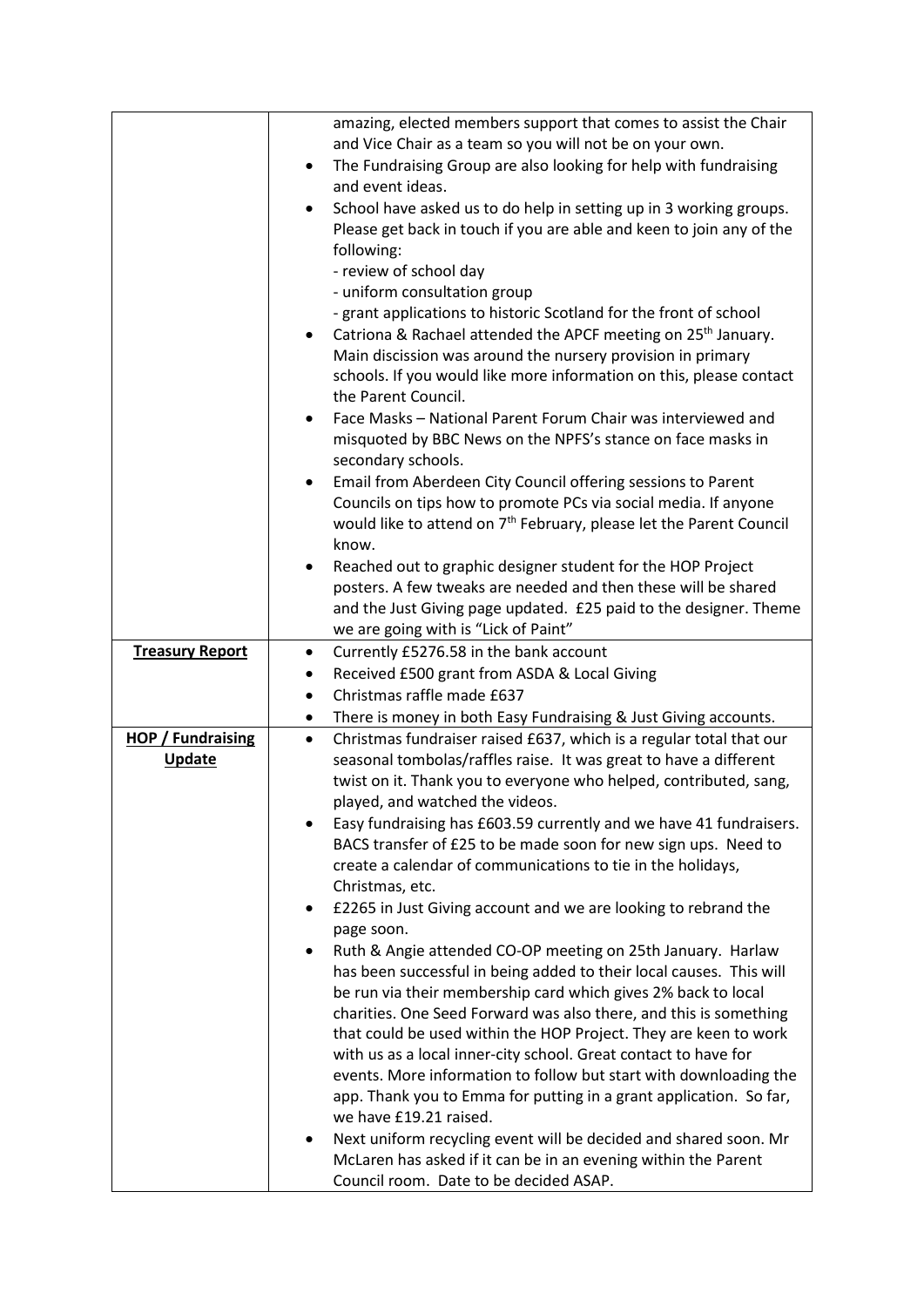| | |
|---|---|
| | amazing, elected members support that comes to assist the Chair and Vice Chair as a team so you will not be on your own.<br>• The Fundraising Group are also looking for help with fundraising and event ideas.<br>• School have asked us to do help in setting up in 3 working groups. Please get back in touch if you are able and keen to join any of the following:<br>- review of school day<br>- uniform consultation group<br>- grant applications to historic Scotland for the front of school<br>• Catriona & Rachael attended the APCF meeting on 25th January. Main discission was around the nursery provision in primary schools. If you would like more information on this, please contact the Parent Council.<br>• Face Masks – National Parent Forum Chair was interviewed and misquoted by BBC News on the NPFS's stance on face masks in secondary schools.<br>• Email from Aberdeen City Council offering sessions to Parent Councils on tips how to promote PCs via social media. If anyone would like to attend on 7th February, please let the Parent Council know.<br>• Reached out to graphic designer student for the HOP Project posters. A few tweaks are needed and then these will be shared and the Just Giving page updated. £25 paid to the designer. Theme we are going with is "Lick of Paint" |
| **Treasury Report** | • Currently £5276.58 in the bank account<br>• Received £500 grant from ASDA & Local Giving<br>• Christmas raffle made £637<br>• There is money in both Easy Fundraising & Just Giving accounts. |
| **HOP / Fundraising Update** | • Christmas fundraiser raised £637, which is a regular total that our seasonal tombolas/raffles raise. It was great to have a different twist on it. Thank you to everyone who helped, contributed, sang, played, and watched the videos.<br>• Easy fundraising has £603.59 currently and we have 41 fundraisers. BACS transfer of £25 to be made soon for new sign ups. Need to create a calendar of communications to tie in the holidays, Christmas, etc.<br>• £2265 in Just Giving account and we are looking to rebrand the page soon.<br>• Ruth & Angie attended CO-OP meeting on 25th January. Harlaw has been successful in being added to their local causes. This will be run via their membership card which gives 2% back to local charities. One Seed Forward was also there, and this is something that could be used within the HOP Project. They are keen to work with us as a local inner-city school. Great contact to have for events. More information to follow but start with downloading the app. Thank you to Emma for putting in a grant application. So far, we have £19.21 raised.<br>• Next uniform recycling event will be decided and shared soon. Mr McLaren has asked if it can be in an evening within the Parent Council room. Date to be decided ASAP. |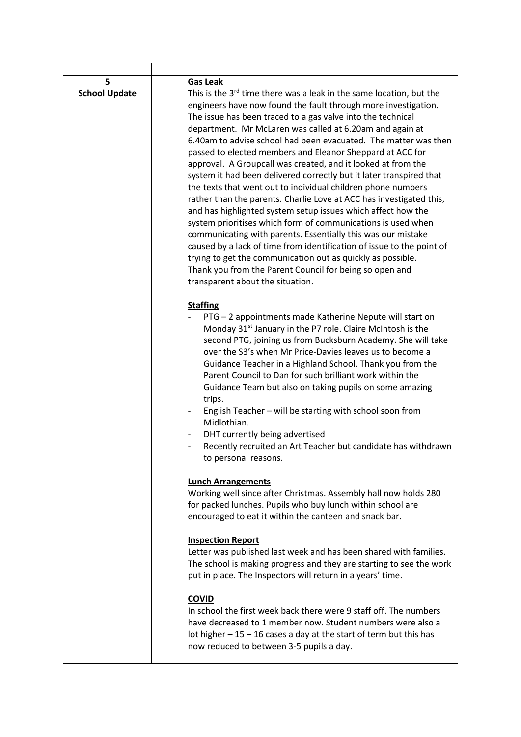| | |
|---|---|
| **5** **School Update** | **Gas Leak**<br>This is the 3rd time there was a leak in the same location, but the engineers have now found the fault through more investigation. The issue has been traced to a gas valve into the technical department. Mr McLaren was called at 6.20am and again at 6.40am to advise school had been evacuated. The matter was then passed to elected members and Eleanor Sheppard at ACC for approval. A Groupcall was created, and it looked at from the system it had been delivered correctly but it later transpired that the texts that went out to individual children phone numbers rather than the parents. Charlie Love at ACC has investigated this, and has highlighted system setup issues which affect how the system prioritises which form of communications is used when communicating with parents. Essentially this was our mistake caused by a lack of time from identification of issue to the point of trying to get the communication out as quickly as possible. Thank you from the Parent Council for being so open and transparent about the situation.<br><br>**Staffing**<br>- PTG – 2 appointments made Katherine Nepute will start on Monday 31st January in the P7 role. Claire McIntosh is the second PTG, joining us from Bucksburn Academy. She will take over the S3's when Mr Price-Davies leaves us to become a Guidance Teacher in a Highland School. Thank you from the Parent Council to Dan for such brilliant work within the Guidance Team but also on taking pupils on some amazing trips.<br>- English Teacher – will be starting with school soon from Midlothian.<br>- DHT currently being advertised<br>- Recently recruited an Art Teacher but candidate has withdrawn to personal reasons.<br><br>**Lunch Arrangements**<br>Working well since after Christmas. Assembly hall now holds 280 for packed lunches. Pupils who buy lunch within school are encouraged to eat it within the canteen and snack bar.<br><br>**Inspection Report**<br>Letter was published last week and has been shared with families. The school is making progress and they are starting to see the work put in place. The Inspectors will return in a years' time.<br><br>**COVID**<br>In school the first week back there were 9 staff off. The numbers have decreased to 1 member now. Student numbers were also a lot higher – 15 – 16 cases a day at the start of term but this has now reduced to between 3-5 pupils a day. |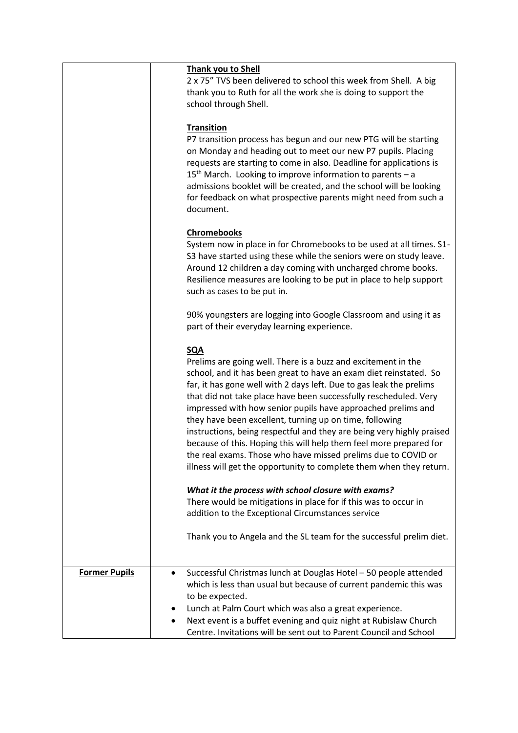| | |
|---|---|
| | **Thank you to Shell**<br>2 x 75" TVS been delivered to school this week from Shell. A big thank you to Ruth for all the work she is doing to support the school through Shell.<br><br>**Transition**<br>P7 transition process has begun and our new PTG will be starting on Monday and heading out to meet our new P7 pupils. Placing requests are starting to come in also. Deadline for applications is 15th March. Looking to improve information to parents – a admissions booklet will be created, and the school will be looking for feedback on what prospective parents might need from such a document.<br><br>**Chromebooks**<br>System now in place in for Chromebooks to be used at all times. S1-S3 have started using these while the seniors were on study leave. Around 12 children a day coming with uncharged chrome books. Resilience measures are looking to be put in place to help support such as cases to be put in.<br><br>90% youngsters are logging into Google Classroom and using it as part of their everyday learning experience.<br><br>**SQA**<br>Prelims are going well. There is a buzz and excitement in the school, and it has been great to have an exam diet reinstated. So far, it has gone well with 2 days left. Due to gas leak the prelims that did not take place have been successfully rescheduled. Very impressed with how senior pupils have approached prelims and they have been excellent, turning up on time, following instructions, being respectful and they are being very highly praised because of this. Hoping this will help them feel more prepared for the real exams. Those who have missed prelims due to COVID or illness will get the opportunity to complete them when they return.<br><br>***What it the process with school closure with exams?***<br>There would be mitigations in place for if this was to occur in addition to the Exceptional Circumstances service<br><br>Thank you to Angela and the SL team for the successful prelim diet. |
| **Former Pupils** | • Successful Christmas lunch at Douglas Hotel – 50 people attended which is less than usual but because of current pandemic this was to be expected.<br>• Lunch at Palm Court which was also a great experience.<br>• Next event is a buffet evening and quiz night at Rubislaw Church Centre. Invitations will be sent out to Parent Council and School |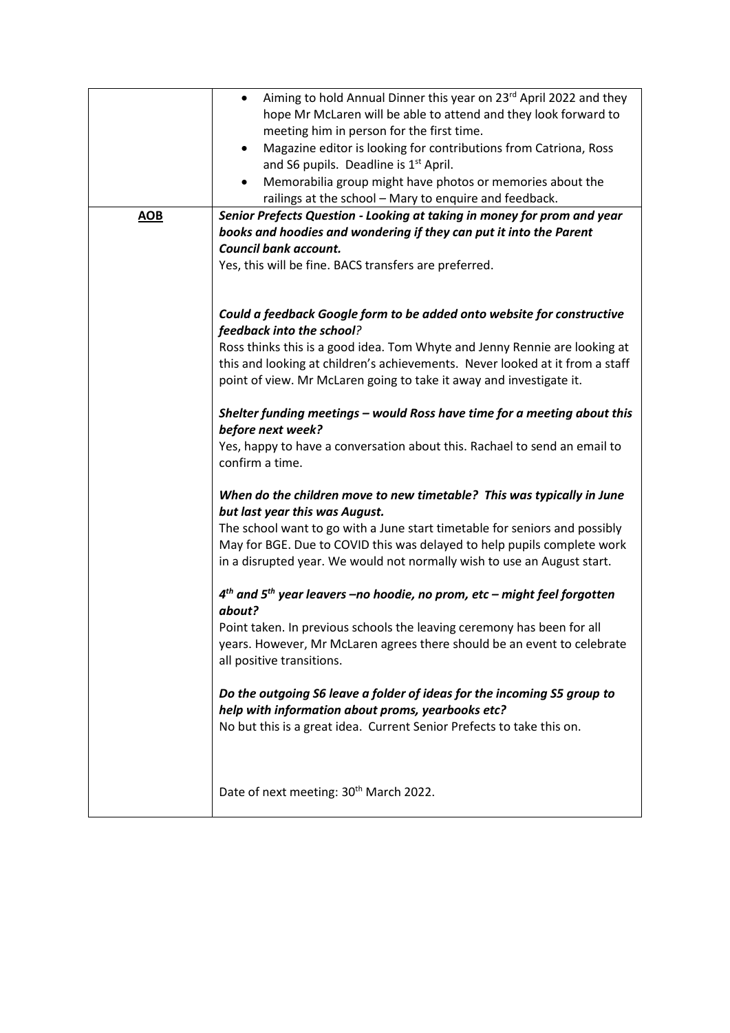| | |
|---|---|
| | • Aiming to hold Annual Dinner this year on 23rd April 2022 and they hope Mr McLaren will be able to attend and they look forward to meeting him in person for the first time.<br>• Magazine editor is looking for contributions from Catriona, Ross and S6 pupils. Deadline is 1st April.<br>• Memorabilia group might have photos or memories about the railings at the school – Mary to enquire and feedback. |
| **AOB** | ***Senior Prefects Question - Looking at taking in money for prom and year books and hoodies and wondering if they can put it into the Parent Council bank account.***<br>Yes, this will be fine. BACS transfers are preferred.<br><br>***Could a feedback Google form to be added onto website for constructive feedback into the school?***<br>Ross thinks this is a good idea. Tom Whyte and Jenny Rennie are looking at this and looking at children's achievements. Never looked at it from a staff point of view. Mr McLaren going to take it away and investigate it.<br><br>***Shelter funding meetings – would Ross have time for a meeting about this before next week?***<br>Yes, happy to have a conversation about this. Rachael to send an email to confirm a time.<br><br>***When do the children move to new timetable? This was typically in June but last year this was August.***<br>The school want to go with a June start timetable for seniors and possibly May for BGE. Due to COVID this was delayed to help pupils complete work in a disrupted year. We would not normally wish to use an August start.<br><br>***4th and 5th year leavers –no hoodie, no prom, etc – might feel forgotten about?***<br>Point taken. In previous schools the leaving ceremony has been for all years. However, Mr McLaren agrees there should be an event to celebrate all positive transitions.<br><br>***Do the outgoing S6 leave a folder of ideas for the incoming S5 group to help with information about proms, yearbooks etc?***<br>No but this is a great idea. Current Senior Prefects to take this on.<br><br>Date of next meeting: 30th March 2022. |